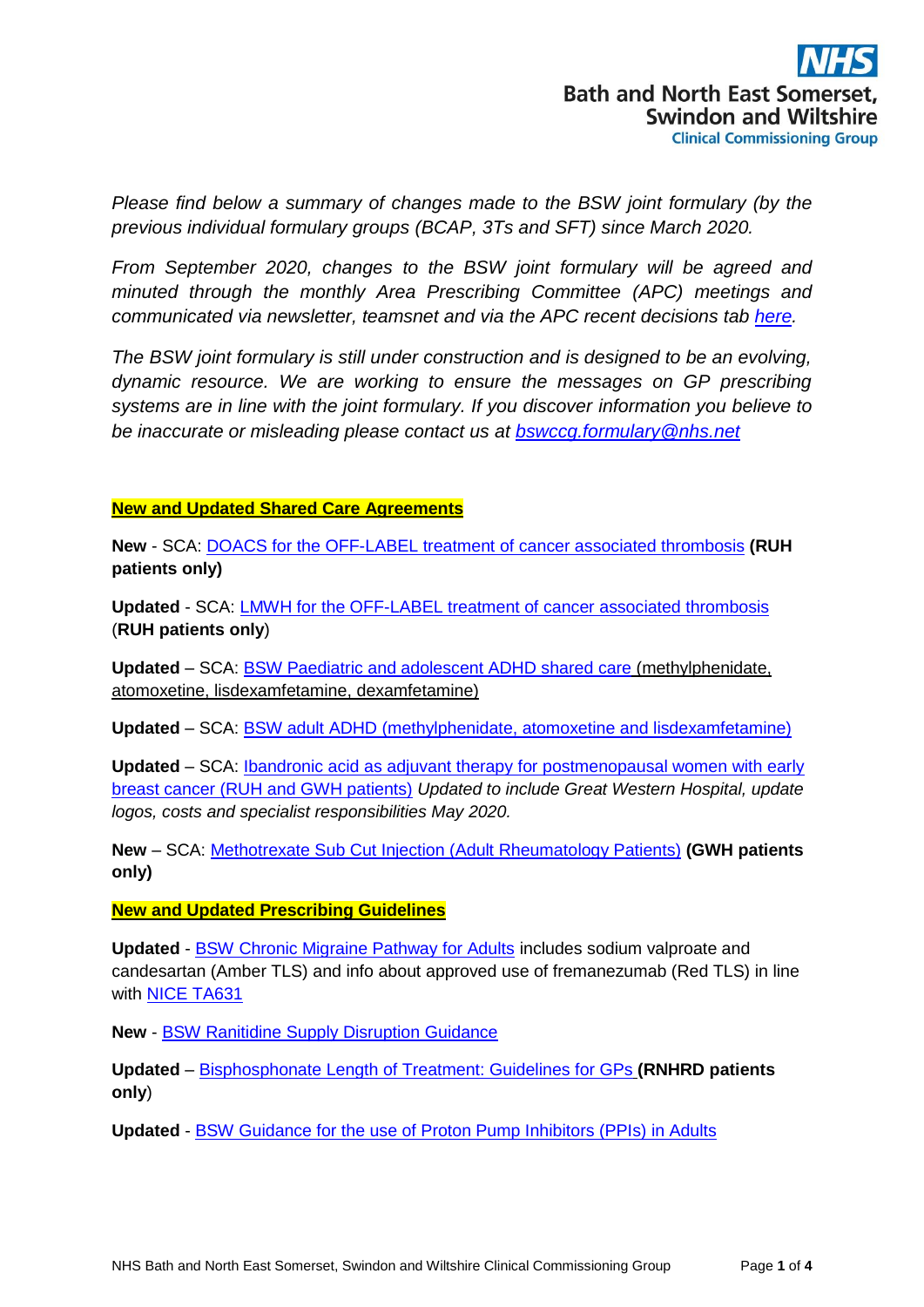*Please find below a summary of changes made to the BSW joint formulary (by the previous individual formulary groups (BCAP, 3Ts and SFT) since March 2020.*

*From September 2020, changes to the BSW joint formulary will be agreed and minuted through the monthly Area Prescribing Committee (APC) meetings and communicated via newsletter, teamsnet and via the APC recent decisions tab here.*

*The BSW joint formulary is still under construction and is designed to be an evolving, dynamic resource. We are working to ensure the messages on GP prescribing systems are in line with the joint formulary. If you discover information you believe to be inaccurate or misleading please contact us at bswccg.formulary@nhs.net*

## New and Updated Shared Care Agreements

**New** - SCA: DOACS for the OFF-LABEL treatment of cancer associated thrombosis **(RUH patients only)**

**Updated** - SCA: LMWH for the OFF-LABEL treatment of cancer associated thrombosis (**RUH patients only**)

**Updated** – SCA: BSW Paediatric and adolescent ADHD shared care (methylphenidate, atomoxetine, lisdexamfetamine, dexamfetamine)

**Updated** – SCA: BSW adult ADHD (methylphenidate, atomoxetine and lisdexamfetamine)

**Updated** – SCA: Ibandronic acid as adjuvant therapy for postmenopausal women with early breast cancer (RUH and GWH patients) *Updated to include Great Western Hospital, update logos, costs and specialist responsibilities May 2020.*

**New** – SCA: Methotrexate Sub Cut Injection (Adult Rheumatology Patients) **(GWH patients only)**

## New and Updated Prescribing Guidelines

**Updated** - BSW Chronic Migraine Pathway for Adults includes sodium valproate and candesartan (Amber TLS) and info about approved use of fremanezumab (Red TLS) in line with NICE TA631

**New** - BSW Ranitidine Supply Disruption Guidance

**Updated** – Bisphosphonate Length of Treatment: Guidelines for GPs **(RNHRD patients only)**

**Updated** - BSW Guidance for the use of Proton Pump Inhibitors (PPIs) in Adults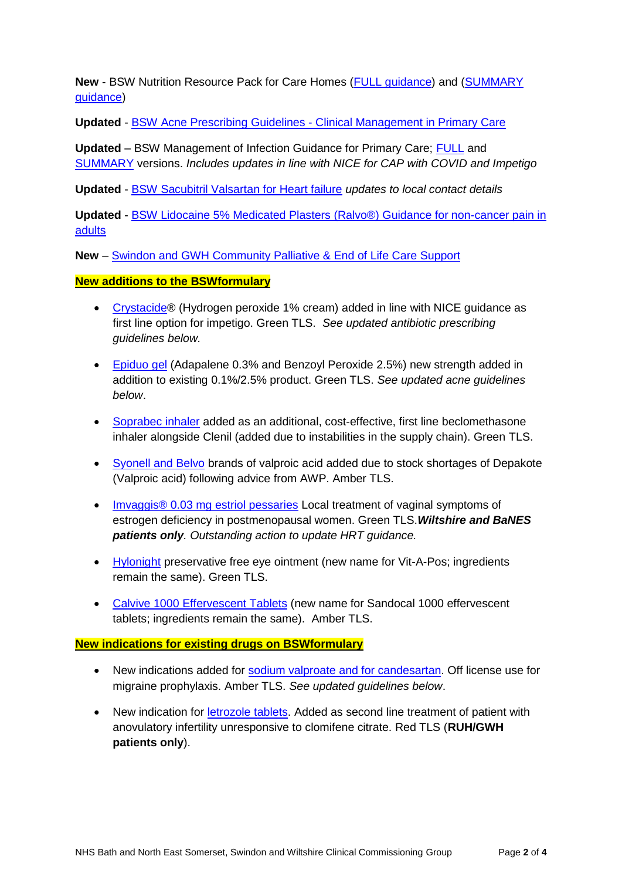**New** - BSW Nutrition Resource Pack for Care Homes (FULL guidance) and (SUMMARY guidance)

**Updated** - BSW Acne Prescribing Guidelines - Clinical Management in Primary Care

**Updated** – BSW Management of Infection Guidance for Primary Care; FULL and SUMMARY versions. *Includes updates in line with NICE for CAP with COVID and Impetigo*

**Updated** - BSW Sacubitril Valsartan for Heart failure *updates to local contact details*

**Updated** - BSW Lidocaine 5% Medicated Plasters (Ralvo®) Guidance for non-cancer pain in adults

**New** – Swindon and GWH Community Palliative & End of Life Care Support

**New additions to the BSWformulary**

- Crystacide® (Hydrogen peroxide 1% cream) added in line with NICE guidance as first line option for impetigo. Green TLS. *See updated antibiotic prescribing guidelines below.*
- Epiduo gel (Adapalene 0.3% and Benzoyl Peroxide 2.5%) new strength added in addition to existing 0.1%/2.5% product. Green TLS. *See updated acne guidelines below*.
- Soprabec inhaler added as an additional, cost-effective, first line beclomethasone inhaler alongside Clenil (added due to instabilities in the supply chain). Green TLS.
- Syonell and Belvo brands of valproic acid added due to stock shortages of Depakote (Valproic acid) following advice from AWP. Amber TLS.
- Imvaggis® 0.03 mg estriol pessaries Local treatment of vaginal symptoms of estrogen deficiency in postmenopausal women. Green TLS.***Wiltshire and BaNES patients only****. Outstanding action to update HRT guidance.*
- Hylonight preservative free eye ointment (new name for Vit-A-Pos; ingredients remain the same). Green TLS.
- Calvive 1000 Effervescent Tablets (new name for Sandocal 1000 effervescent tablets; ingredients remain the same). Amber TLS.

**New indications for existing drugs on BSWformulary**

- New indications added for sodium valproate and for candesartan. Off license use for migraine prophylaxis. Amber TLS. *See updated guidelines below*.
- New indication for letrozole tablets. Added as second line treatment of patient with anovulatory infertility unresponsive to clomifene citrate. Red TLS (**RUH/GWH patients only**).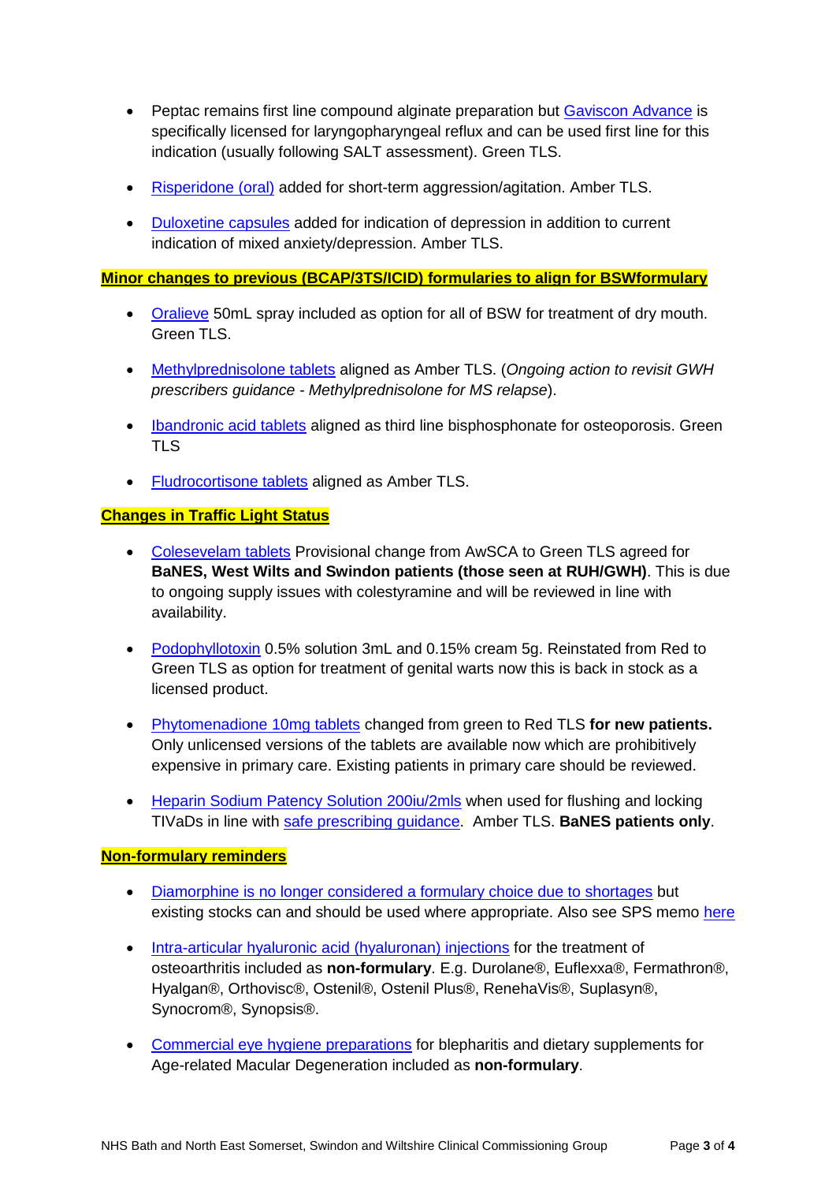- Peptac remains first line compound alginate preparation but Gaviscon Advance is specifically licensed for laryngopharyngeal reflux and can be used first line for this indication (usually following SALT assessment). Green TLS.

- Risperidone (oral) added for short-term aggression/agitation. Amber TLS.

- Duloxetine capsules added for indication of depression in addition to current indication of mixed anxiety/depression. Amber TLS.

**Minor changes to previous (BCAP/3TS/ICID) formularies to align for BSWformulary**

- Oralieve 50mL spray included as option for all of BSW for treatment of dry mouth. Green TLS.

- Methylprednisolone tablets aligned as Amber TLS. (*Ongoing action to revisit GWH prescribers guidance - Methylprednisolone for MS relapse*).

- Ibandronic acid tablets aligned as third line bisphosphonate for osteoporosis. Green TLS

- Fludrocortisone tablets aligned as Amber TLS.

**Changes in Traffic Light Status**

- Colesevelam tablets Provisional change from AwSCA to Green TLS agreed for **BaNES, West Wilts and Swindon patients (those seen at RUH/GWH)**. This is due to ongoing supply issues with colestyramine and will be reviewed in line with availability.

- Podophyllotoxin 0.5% solution 3mL and 0.15% cream 5g. Reinstated from Red to Green TLS as option for treatment of genital warts now this is back in stock as a licensed product.

- Phytomenadione 10mg tablets changed from green to Red TLS **for new patients.** Only unlicensed versions of the tablets are available now which are prohibitively expensive in primary care. Existing patients in primary care should be reviewed.

- Heparin Sodium Patency Solution 200iu/2mls when used for flushing and locking TIVaDs in line with safe prescribing guidance. Amber TLS. **BaNES patients only**.

**Non-formulary reminders**

- Diamorphine is no longer considered a formulary choice due to shortages but existing stocks can and should be used where appropriate. Also see SPS memo here

- Intra-articular hyaluronic acid (hyaluronan) injections for the treatment of osteoarthritis included as **non-formulary**. E.g. Durolane®, Euflexxa®, Fermathron®, Hyalgan®, Orthovisc®, Ostenil®, Ostenil Plus®, RenehaVis®, Suplasyn®, Synocrom®, Synopsis®.

- Commercial eye hygiene preparations for blepharitis and dietary supplements for Age-related Macular Degeneration included as **non-formulary**.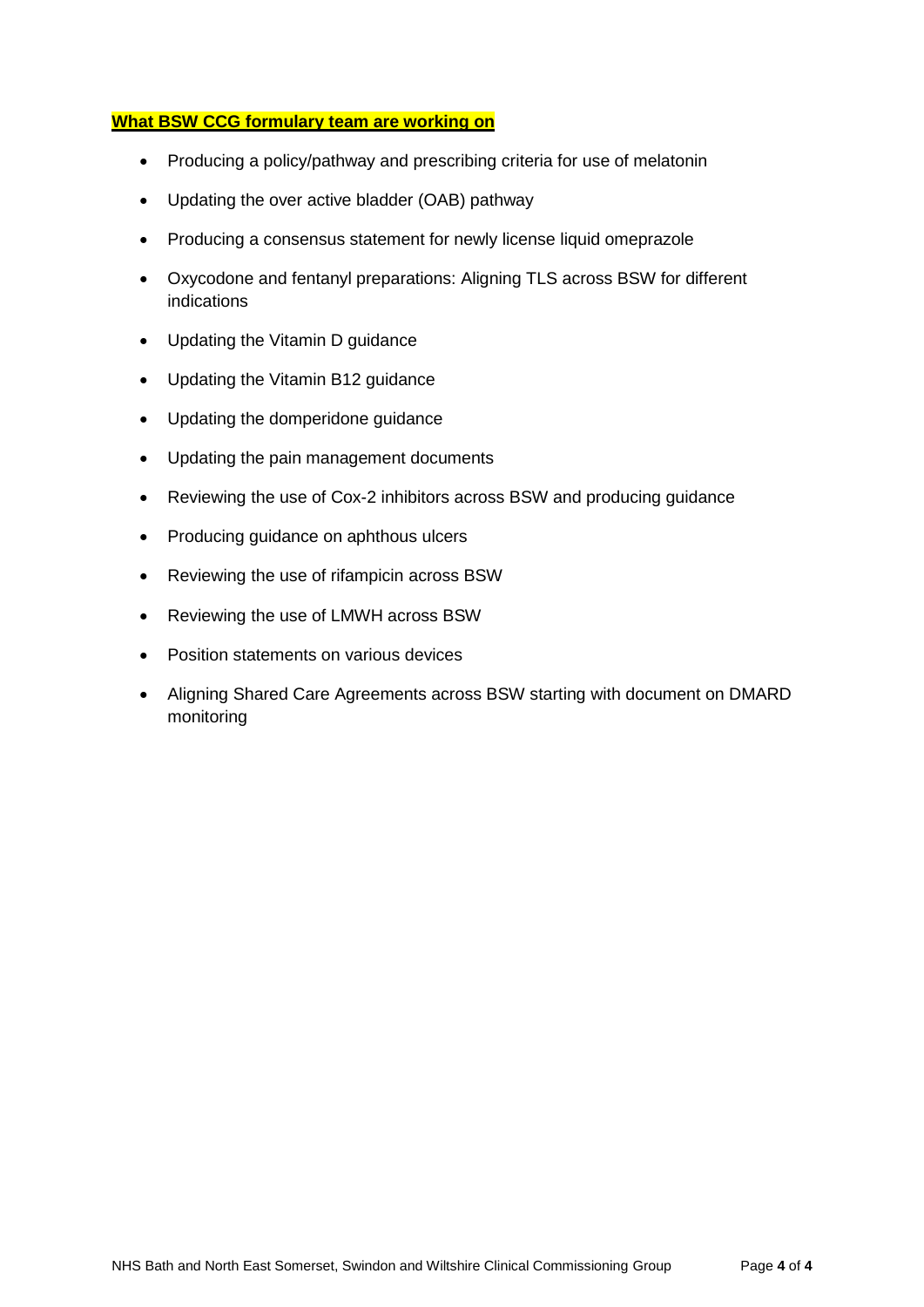**What BSW CCG formulary team are working on**

- Producing a policy/pathway and prescribing criteria for use of melatonin
- Updating the over active bladder (OAB) pathway
- Producing a consensus statement for newly license liquid omeprazole
- Oxycodone and fentanyl preparations: Aligning TLS across BSW for different indications
- Updating the Vitamin D guidance
- Updating the Vitamin B12 guidance
- Updating the domperidone guidance
- Updating the pain management documents
- Reviewing the use of Cox-2 inhibitors across BSW and producing guidance
- Producing guidance on aphthous ulcers
- Reviewing the use of rifampicin across BSW
- Reviewing the use of LMWH across BSW
- Position statements on various devices
- Aligning Shared Care Agreements across BSW starting with document on DMARD monitoring